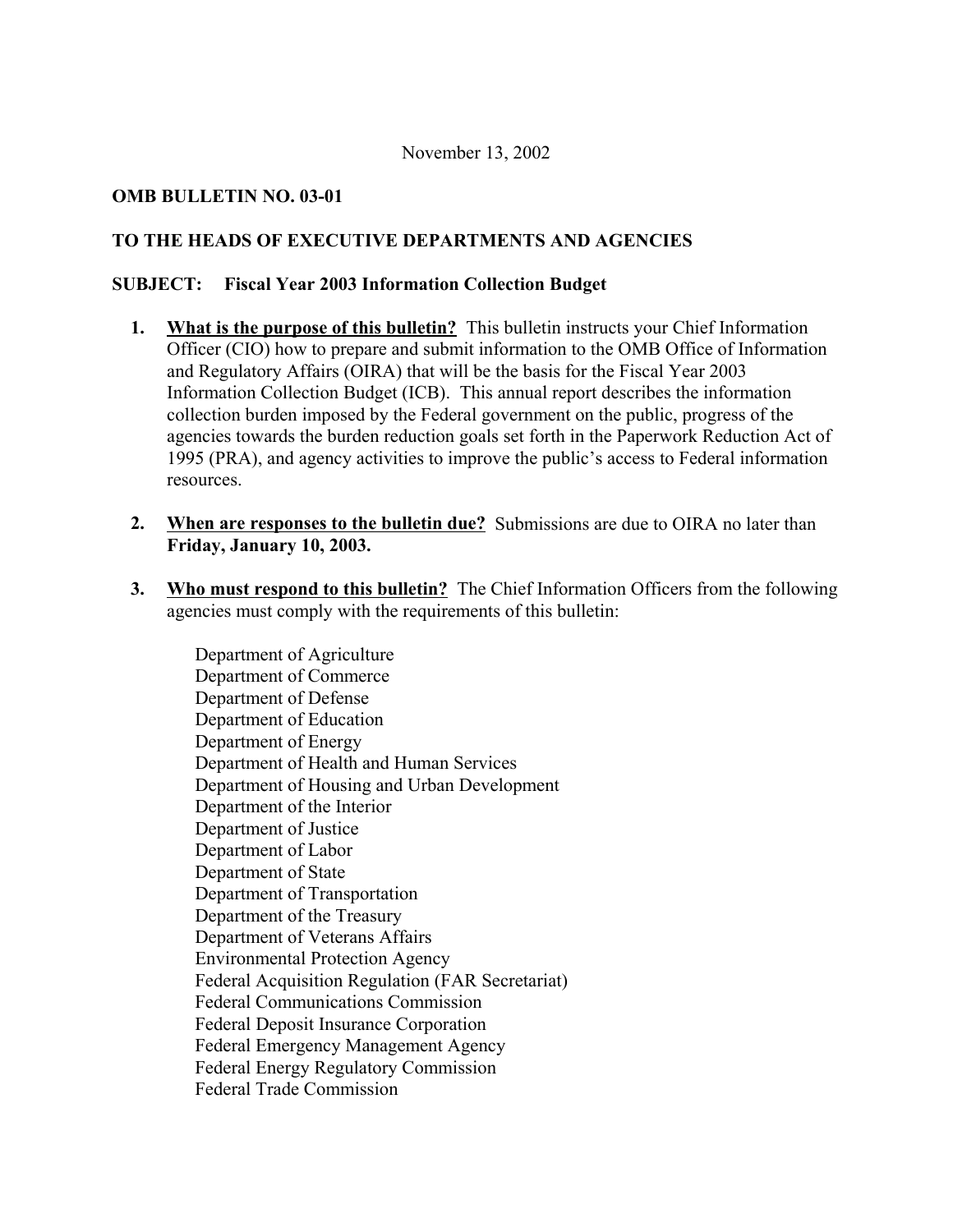November 13, 2002

**OMB BULLETIN NO. 03-01**

**TO THE HEADS OF EXECUTIVE DEPARTMENTS AND AGENCIES**

**SUBJECT: Fiscal Year 2003 Information Collection Budget**

1. **What is the purpose of this bulletin?** This bulletin instructs your Chief Information Officer (CIO) how to prepare and submit information to the OMB Office of Information and Regulatory Affairs (OIRA) that will be the basis for the Fiscal Year 2003 Information Collection Budget (ICB). This annual report describes the information collection burden imposed by the Federal government on the public, progress of the agencies towards the burden reduction goals set forth in the Paperwork Reduction Act of 1995 (PRA), and agency activities to improve the public's access to Federal information resources.

2. **When are responses to the bulletin due?** Submissions are due to OIRA no later than **Friday, January 10, 2003.**

3. **Who must respond to this bulletin?** The Chief Information Officers from the following agencies must comply with the requirements of this bulletin:

   Department of Agriculture
   Department of Commerce
   Department of Defense
   Department of Education
   Department of Energy
   Department of Health and Human Services
   Department of Housing and Urban Development
   Department of the Interior
   Department of Justice
   Department of Labor
   Department of State
   Department of Transportation
   Department of the Treasury
   Department of Veterans Affairs
   Environmental Protection Agency
   Federal Acquisition Regulation (FAR Secretariat)
   Federal Communications Commission
   Federal Deposit Insurance Corporation
   Federal Emergency Management Agency
   Federal Energy Regulatory Commission
   Federal Trade Commission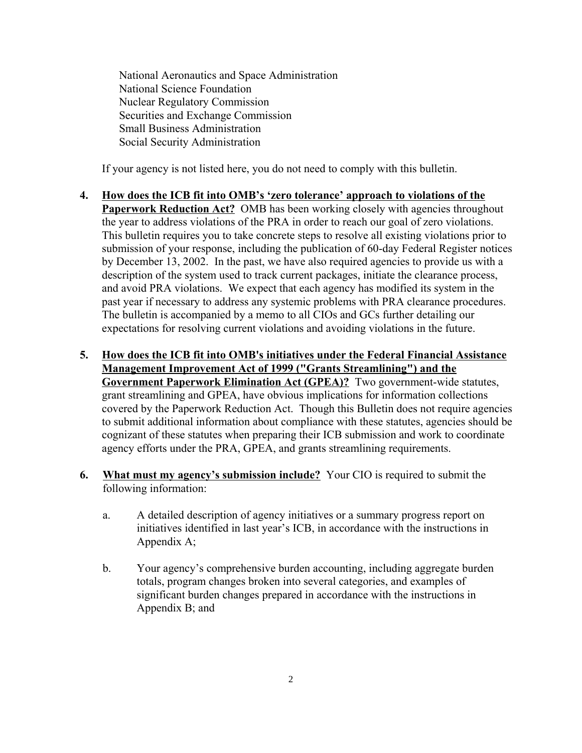National Aeronautics and Space Administration
National Science Foundation
Nuclear Regulatory Commission
Securities and Exchange Commission
Small Business Administration
Social Security Administration

If your agency is not listed here, you do not need to comply with this bulletin.

4. **How does the ICB fit into OMB's 'zero tolerance' approach to violations of the Paperwork Reduction Act?** OMB has been working closely with agencies throughout the year to address violations of the PRA in order to reach our goal of zero violations. This bulletin requires you to take concrete steps to resolve all existing violations prior to submission of your response, including the publication of 60-day Federal Register notices by December 13, 2002. In the past, we have also required agencies to provide us with a description of the system used to track current packages, initiate the clearance process, and avoid PRA violations. We expect that each agency has modified its system in the past year if necessary to address any systemic problems with PRA clearance procedures. The bulletin is accompanied by a memo to all CIOs and GCs further detailing our expectations for resolving current violations and avoiding violations in the future.

5. **How does the ICB fit into OMB's initiatives under the Federal Financial Assistance Management Improvement Act of 1999 ("Grants Streamlining") and the Government Paperwork Elimination Act (GPEA)?** Two government-wide statutes, grant streamlining and GPEA, have obvious implications for information collections covered by the Paperwork Reduction Act. Though this Bulletin does not require agencies to submit additional information about compliance with these statutes, agencies should be cognizant of these statutes when preparing their ICB submission and work to coordinate agency efforts under the PRA, GPEA, and grants streamlining requirements.

6. **What must my agency's submission include?** Your CIO is required to submit the following information:

   a. A detailed description of agency initiatives or a summary progress report on initiatives identified in last year's ICB, in accordance with the instructions in Appendix A;

   b. Your agency's comprehensive burden accounting, including aggregate burden totals, program changes broken into several categories, and examples of significant burden changes prepared in accordance with the instructions in Appendix B; and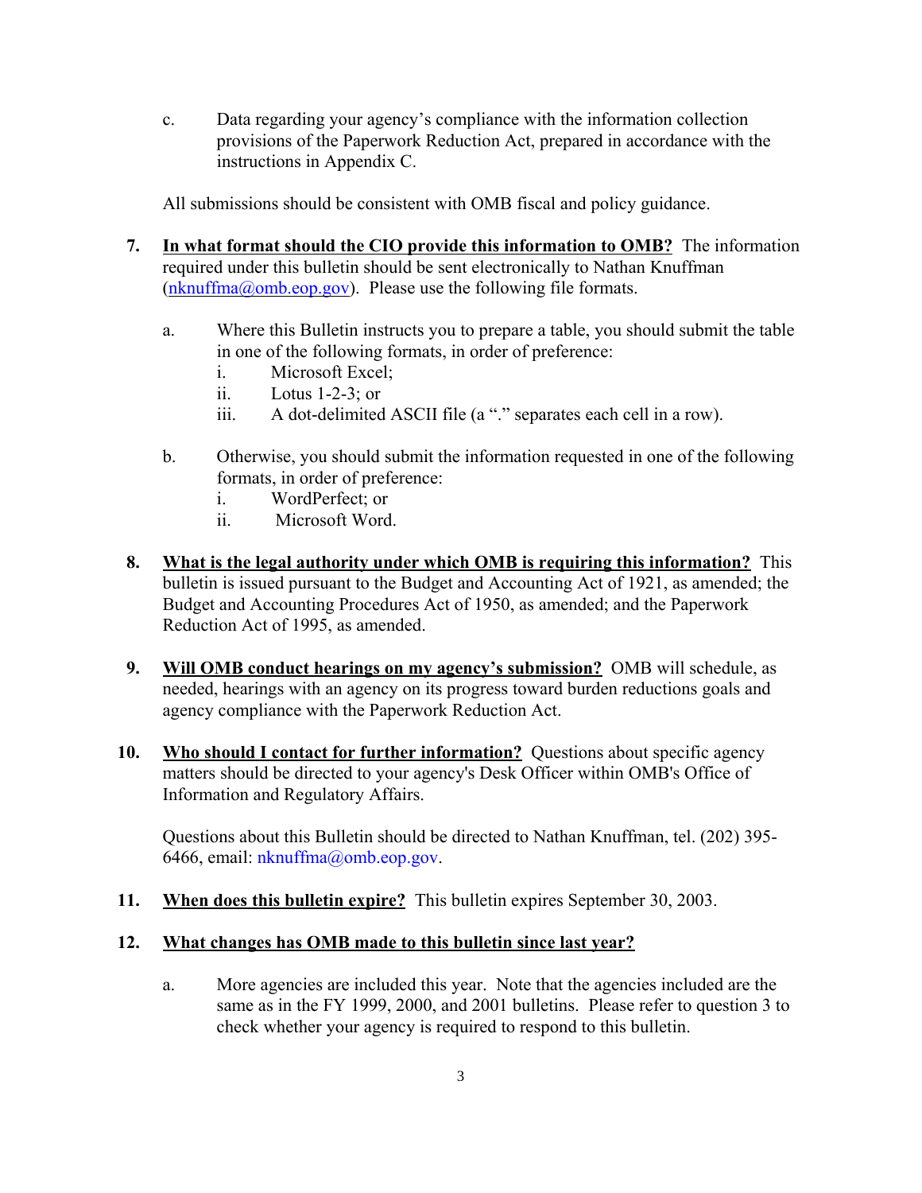c. Data regarding your agency's compliance with the information collection provisions of the Paperwork Reduction Act, prepared in accordance with the instructions in Appendix C.

All submissions should be consistent with OMB fiscal and policy guidance.

7. **<u>In what format should the CIO provide this information to OMB?</u>** The information required under this bulletin should be sent electronically to Nathan Knuffman (nknuffma@omb.eop.gov). Please use the following file formats.

   a. Where this Bulletin instructs you to prepare a table, you should submit the table in one of the following formats, in order of preference:
      i. Microsoft Excel;
      ii. Lotus 1-2-3; or
      iii. A dot-delimited ASCII file (a "." separates each cell in a row).

   b. Otherwise, you should submit the information requested in one of the following formats, in order of preference:
      i. WordPerfect; or
      ii. Microsoft Word.

8. **<u>What is the legal authority under which OMB is requiring this information?</u>** This bulletin is issued pursuant to the Budget and Accounting Act of 1921, as amended; the Budget and Accounting Procedures Act of 1950, as amended; and the Paperwork Reduction Act of 1995, as amended.

9. **<u>Will OMB conduct hearings on my agency's submission?</u>** OMB will schedule, as needed, hearings with an agency on its progress toward burden reductions goals and agency compliance with the Paperwork Reduction Act.

10. **<u>Who should I contact for further information?</u>** Questions about specific agency matters should be directed to your agency's Desk Officer within OMB's Office of Information and Regulatory Affairs.

    Questions about this Bulletin should be directed to Nathan Knuffman, tel. (202) 395-6466, email: nknuffma@omb.eop.gov.

11. **<u>When does this bulletin expire?</u>** This bulletin expires September 30, 2003.

12. **<u>What changes has OMB made to this bulletin since last year?</u>**

    a. More agencies are included this year. Note that the agencies included are the same as in the FY 1999, 2000, and 2001 bulletins. Please refer to question 3 to check whether your agency is required to respond to this bulletin.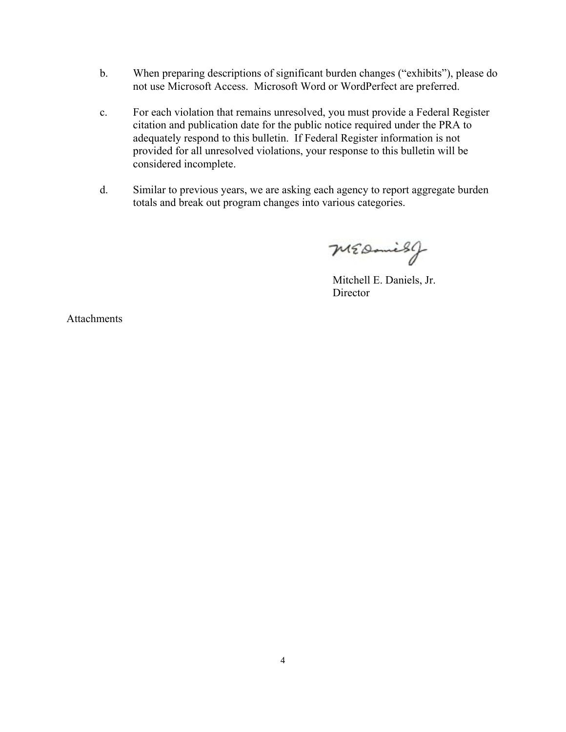b. When preparing descriptions of significant burden changes ("exhibits"), please do not use Microsoft Access. Microsoft Word or WordPerfect are preferred.

c. For each violation that remains unresolved, you must provide a Federal Register citation and publication date for the public notice required under the PRA to adequately respond to this bulletin. If Federal Register information is not provided for all unresolved violations, your response to this bulletin will be considered incomplete.

d. Similar to previous years, we are asking each agency to report aggregate burden totals and break out program changes into various categories.

Mitchell E. Daniels, Jr.
Director

Attachments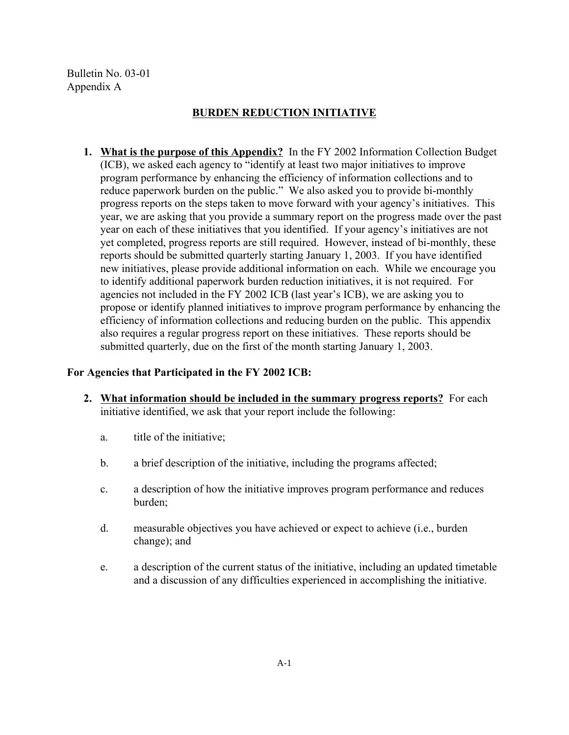Bulletin No. 03-01
Appendix A

## BURDEN REDUCTION INITIATIVE

1. **What is the purpose of this Appendix?** In the FY 2002 Information Collection Budget (ICB), we asked each agency to "identify at least two major initiatives to improve program performance by enhancing the efficiency of information collections and to reduce paperwork burden on the public." We also asked you to provide bi-monthly progress reports on the steps taken to move forward with your agency's initiatives. This year, we are asking that you provide a summary report on the progress made over the past year on each of these initiatives that you identified. If your agency's initiatives are not yet completed, progress reports are still required. However, instead of bi-monthly, these reports should be submitted quarterly starting January 1, 2003. If you have identified new initiatives, please provide additional information on each. While we encourage you to identify additional paperwork burden reduction initiatives, it is not required. For agencies not included in the FY 2002 ICB (last year's ICB), we are asking you to propose or identify planned initiatives to improve program performance by enhancing the efficiency of information collections and reducing burden on the public. This appendix also requires a regular progress report on these initiatives. These reports should be submitted quarterly, due on the first of the month starting January 1, 2003.

### For Agencies that Participated in the FY 2002 ICB:

2. **What information should be included in the summary progress reports?** For each initiative identified, we ask that your report include the following:

   a. title of the initiative;

   b. a brief description of the initiative, including the programs affected;

   c. a description of how the initiative improves program performance and reduces burden;

   d. measurable objectives you have achieved or expect to achieve (i.e., burden change); and

   e. a description of the current status of the initiative, including an updated timetable and a discussion of any difficulties experienced in accomplishing the initiative.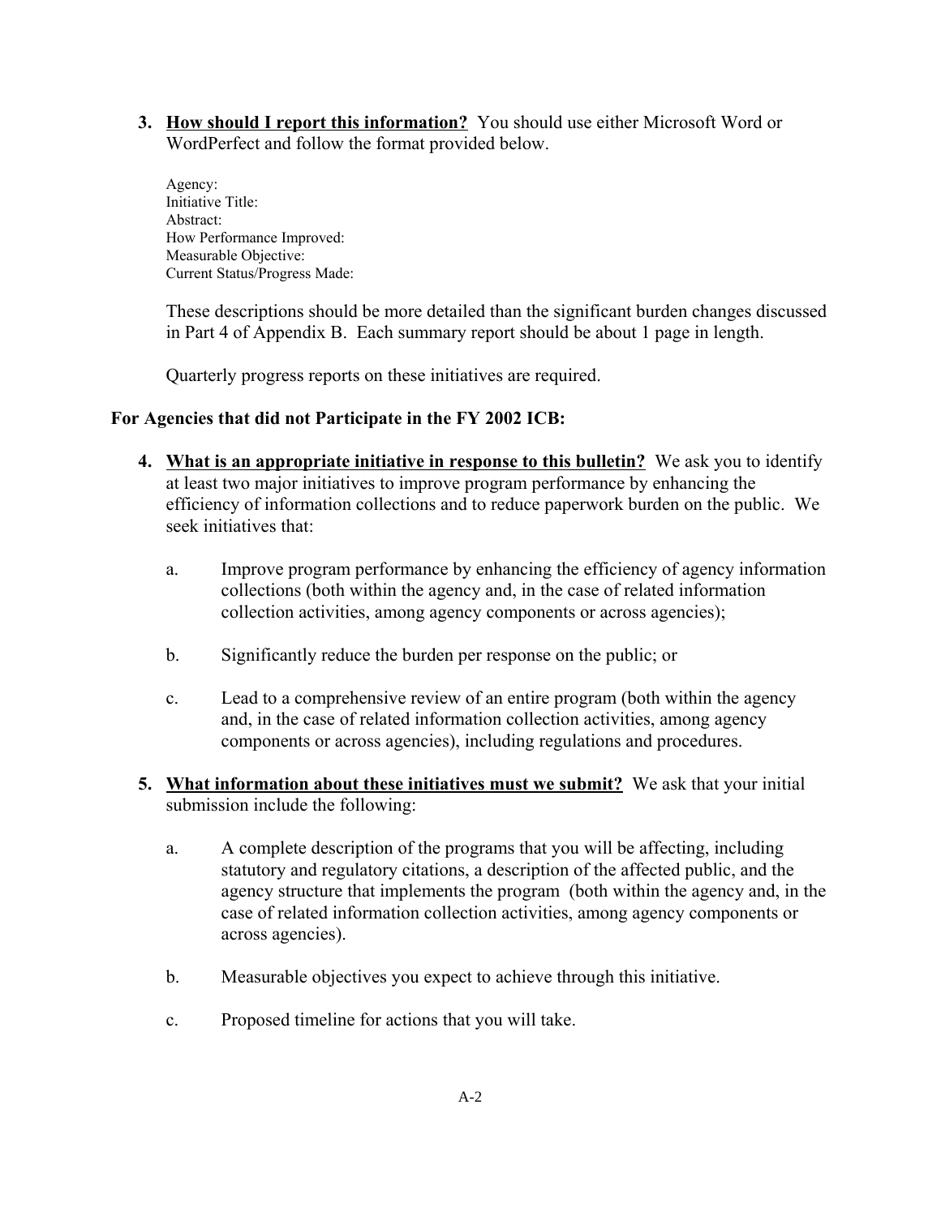3. **How should I report this information?** You should use either Microsoft Word or WordPerfect and follow the format provided below.

   Agency:
   Initiative Title:
   Abstract:
   How Performance Improved:
   Measurable Objective:
   Current Status/Progress Made:

   These descriptions should be more detailed than the significant burden changes discussed in Part 4 of Appendix B. Each summary report should be about 1 page in length.

   Quarterly progress reports on these initiatives are required.

**For Agencies that did not Participate in the FY 2002 ICB:**

4. **What is an appropriate initiative in response to this bulletin?** We ask you to identify at least two major initiatives to improve program performance by enhancing the efficiency of information collections and to reduce paperwork burden on the public. We seek initiatives that:

   a. Improve program performance by enhancing the efficiency of agency information collections (both within the agency and, in the case of related information collection activities, among agency components or across agencies);

   b. Significantly reduce the burden per response on the public; or

   c. Lead to a comprehensive review of an entire program (both within the agency and, in the case of related information collection activities, among agency components or across agencies), including regulations and procedures.

5. **What information about these initiatives must we submit?** We ask that your initial submission include the following:

   a. A complete description of the programs that you will be affecting, including statutory and regulatory citations, a description of the affected public, and the agency structure that implements the program (both within the agency and, in the case of related information collection activities, among agency components or across agencies).

   b. Measurable objectives you expect to achieve through this initiative.

   c. Proposed timeline for actions that you will take.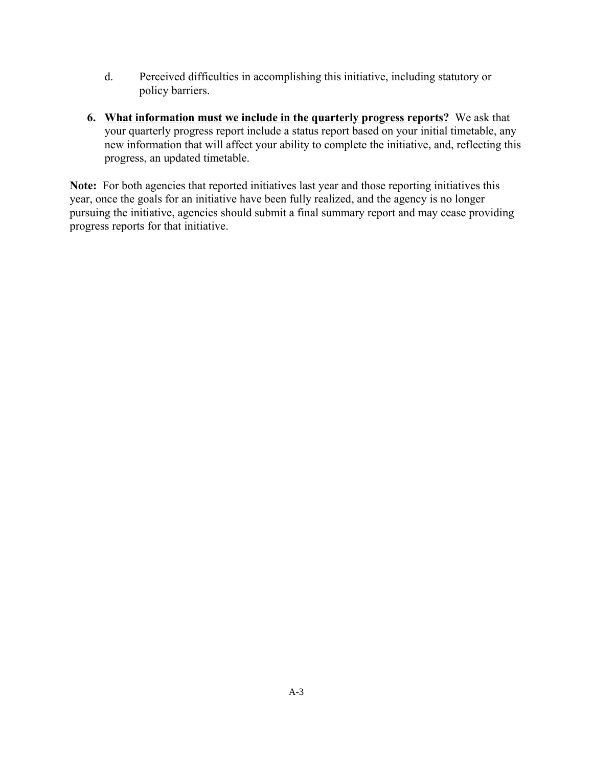d. Perceived difficulties in accomplishing this initiative, including statutory or policy barriers.

6. **What information must we include in the quarterly progress reports?** We ask that your quarterly progress report include a status report based on your initial timetable, any new information that will affect your ability to complete the initiative, and, reflecting this progress, an updated timetable.

**Note:** For both agencies that reported initiatives last year and those reporting initiatives this year, once the goals for an initiative have been fully realized, and the agency is no longer pursuing the initiative, agencies should submit a final summary report and may cease providing progress reports for that initiative.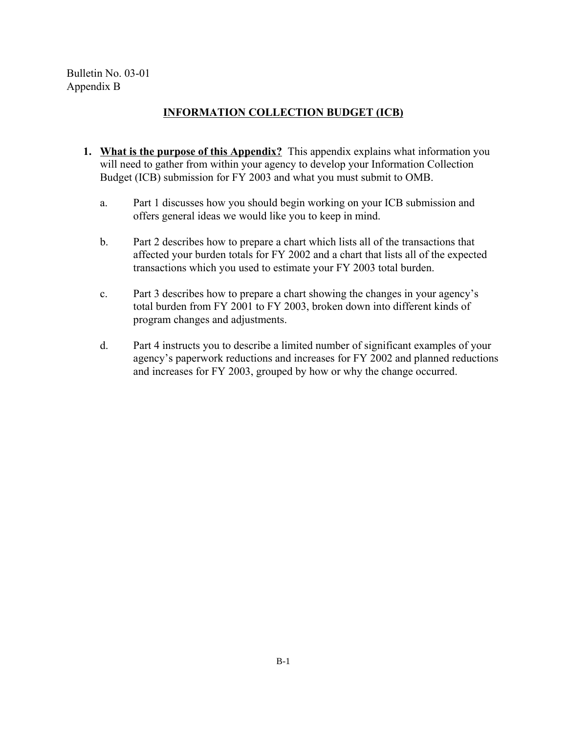Bulletin No. 03-01
Appendix B

## INFORMATION COLLECTION BUDGET (ICB)

1. **What is the purpose of this Appendix?** This appendix explains what information you will need to gather from within your agency to develop your Information Collection Budget (ICB) submission for FY 2003 and what you must submit to OMB.

   a. Part 1 discusses how you should begin working on your ICB submission and offers general ideas we would like you to keep in mind.

   b. Part 2 describes how to prepare a chart which lists all of the transactions that affected your burden totals for FY 2002 and a chart that lists all of the expected transactions which you used to estimate your FY 2003 total burden.

   c. Part 3 describes how to prepare a chart showing the changes in your agency's total burden from FY 2001 to FY 2003, broken down into different kinds of program changes and adjustments.

   d. Part 4 instructs you to describe a limited number of significant examples of your agency's paperwork reductions and increases for FY 2002 and planned reductions and increases for FY 2003, grouped by how or why the change occurred.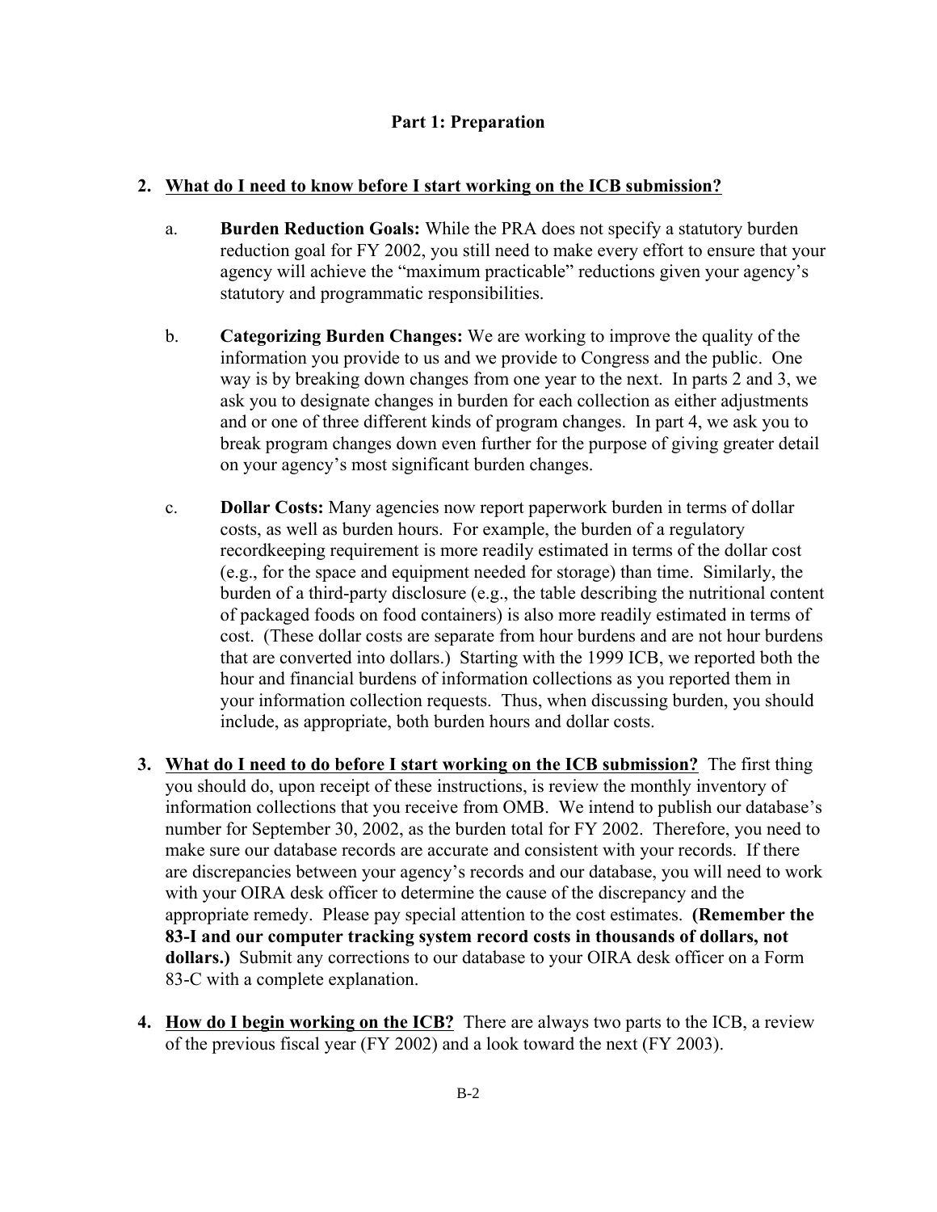## Part 1: Preparation

2. **<u>What do I need to know before I start working on the ICB submission?</u>**

    a. **Burden Reduction Goals:** While the PRA does not specify a statutory burden reduction goal for FY 2002, you still need to make every effort to ensure that your agency will achieve the "maximum practicable" reductions given your agency's statutory and programmatic responsibilities.

    b. **Categorizing Burden Changes:** We are working to improve the quality of the information you provide to us and we provide to Congress and the public. One way is by breaking down changes from one year to the next. In parts 2 and 3, we ask you to designate changes in burden for each collection as either adjustments and or one of three different kinds of program changes. In part 4, we ask you to break program changes down even further for the purpose of giving greater detail on your agency's most significant burden changes.

    c. **Dollar Costs:** Many agencies now report paperwork burden in terms of dollar costs, as well as burden hours. For example, the burden of a regulatory recordkeeping requirement is more readily estimated in terms of the dollar cost (e.g., for the space and equipment needed for storage) than time. Similarly, the burden of a third-party disclosure (e.g., the table describing the nutritional content of packaged foods on food containers) is also more readily estimated in terms of cost. (These dollar costs are separate from hour burdens and are not hour burdens that are converted into dollars.) Starting with the 1999 ICB, we reported both the hour and financial burdens of information collections as you reported them in your information collection requests. Thus, when discussing burden, you should include, as appropriate, both burden hours and dollar costs.

3. **<u>What do I need to do before I start working on the ICB submission?</u>** The first thing you should do, upon receipt of these instructions, is review the monthly inventory of information collections that you receive from OMB. We intend to publish our database's number for September 30, 2002, as the burden total for FY 2002. Therefore, you need to make sure our database records are accurate and consistent with your records. If there are discrepancies between your agency's records and our database, you will need to work with your OIRA desk officer to determine the cause of the discrepancy and the appropriate remedy. Please pay special attention to the cost estimates. **(Remember the 83-I and our computer tracking system record costs in thousands of dollars, not dollars.)** Submit any corrections to our database to your OIRA desk officer on a Form 83-C with a complete explanation.

4. **<u>How do I begin working on the ICB?</u>** There are always two parts to the ICB, a review of the previous fiscal year (FY 2002) and a look toward the next (FY 2003).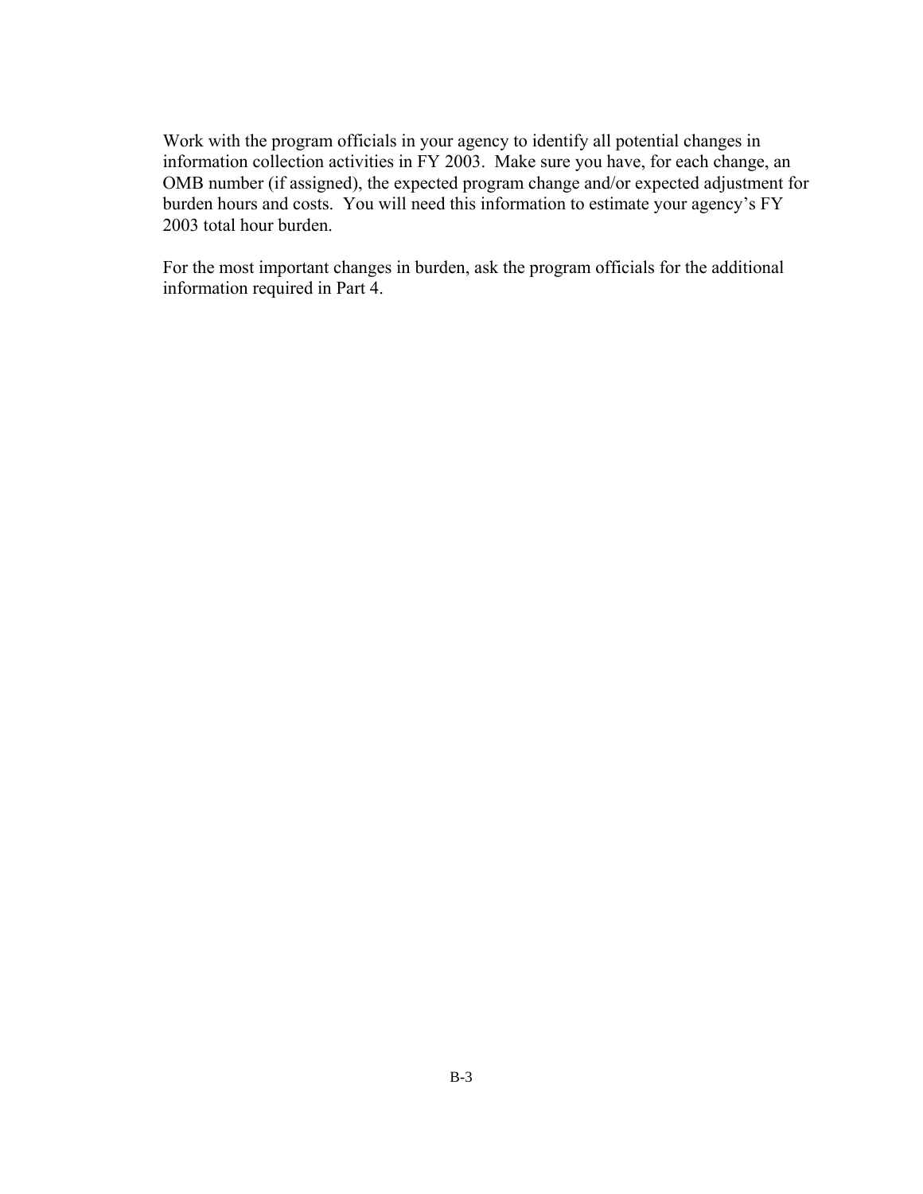Work with the program officials in your agency to identify all potential changes in information collection activities in FY 2003. Make sure you have, for each change, an OMB number (if assigned), the expected program change and/or expected adjustment for burden hours and costs. You will need this information to estimate your agency's FY 2003 total hour burden.

For the most important changes in burden, ask the program officials for the additional information required in Part 4.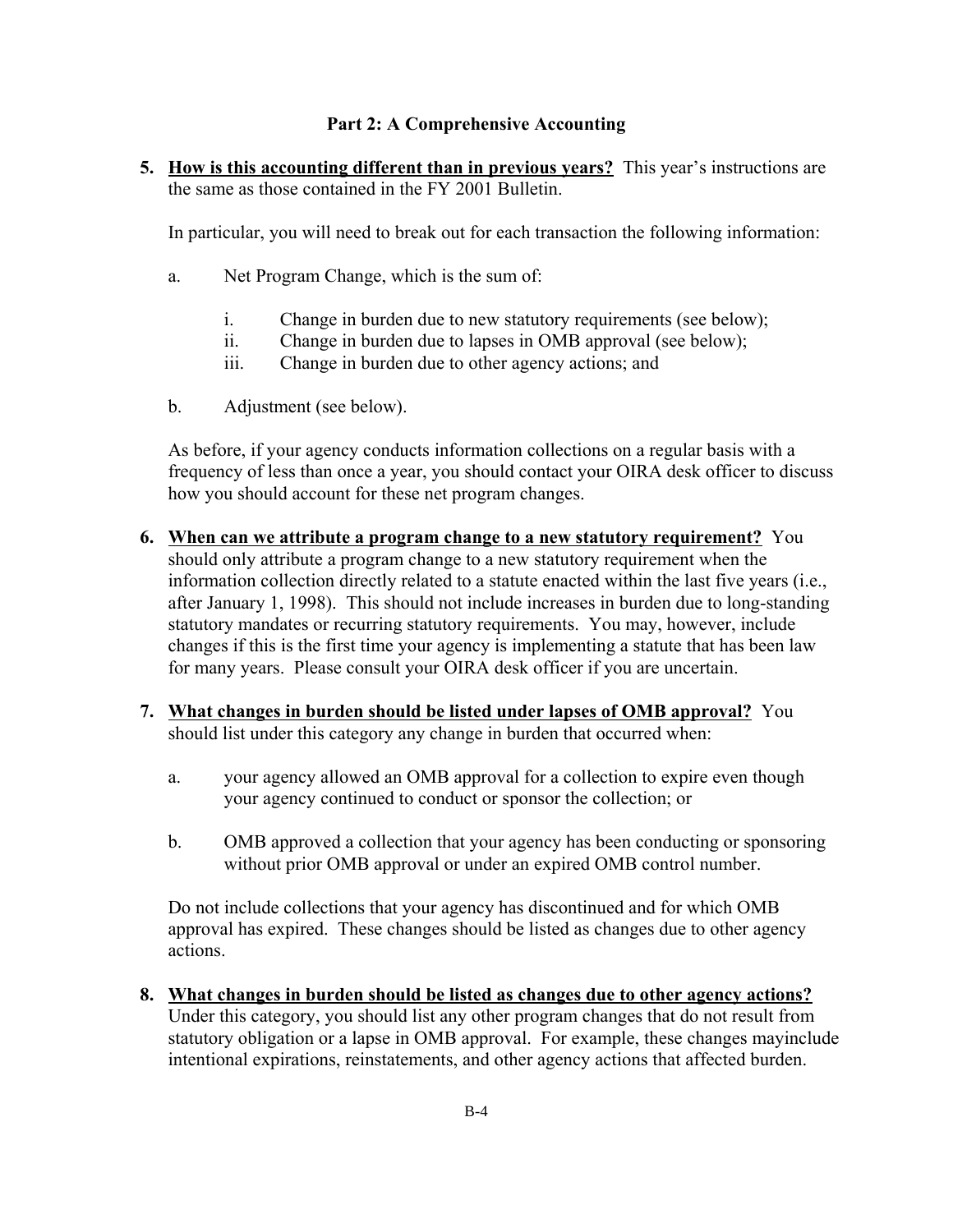## Part 2: A Comprehensive Accounting

5. **<u>How is this accounting different than in previous years?</u>** This year's instructions are the same as those contained in the FY 2001 Bulletin.

   In particular, you will need to break out for each transaction the following information:

   a. Net Program Change, which is the sum of:

      i. Change in burden due to new statutory requirements (see below);
      ii. Change in burden due to lapses in OMB approval (see below);
      iii. Change in burden due to other agency actions; and

   b. Adjustment (see below).

   As before, if your agency conducts information collections on a regular basis with a frequency of less than once a year, you should contact your OIRA desk officer to discuss how you should account for these net program changes.

6. **<u>When can we attribute a program change to a new statutory requirement?</u>** You should only attribute a program change to a new statutory requirement when the information collection directly related to a statute enacted within the last five years (i.e., after January 1, 1998). This should not include increases in burden due to long-standing statutory mandates or recurring statutory requirements. You may, however, include changes if this is the first time your agency is implementing a statute that has been law for many years. Please consult your OIRA desk officer if you are uncertain.

7. **<u>What changes in burden should be listed under lapses of OMB approval?</u>** You should list under this category any change in burden that occurred when:

   a. your agency allowed an OMB approval for a collection to expire even though your agency continued to conduct or sponsor the collection; or

   b. OMB approved a collection that your agency has been conducting or sponsoring without prior OMB approval or under an expired OMB control number.

   Do not include collections that your agency has discontinued and for which OMB approval has expired. These changes should be listed as changes due to other agency actions.

8. **<u>What changes in burden should be listed as changes due to other agency actions?</u>** Under this category, you should list any other program changes that do not result from statutory obligation or a lapse in OMB approval. For example, these changes mayinclude intentional expirations, reinstatements, and other agency actions that affected burden.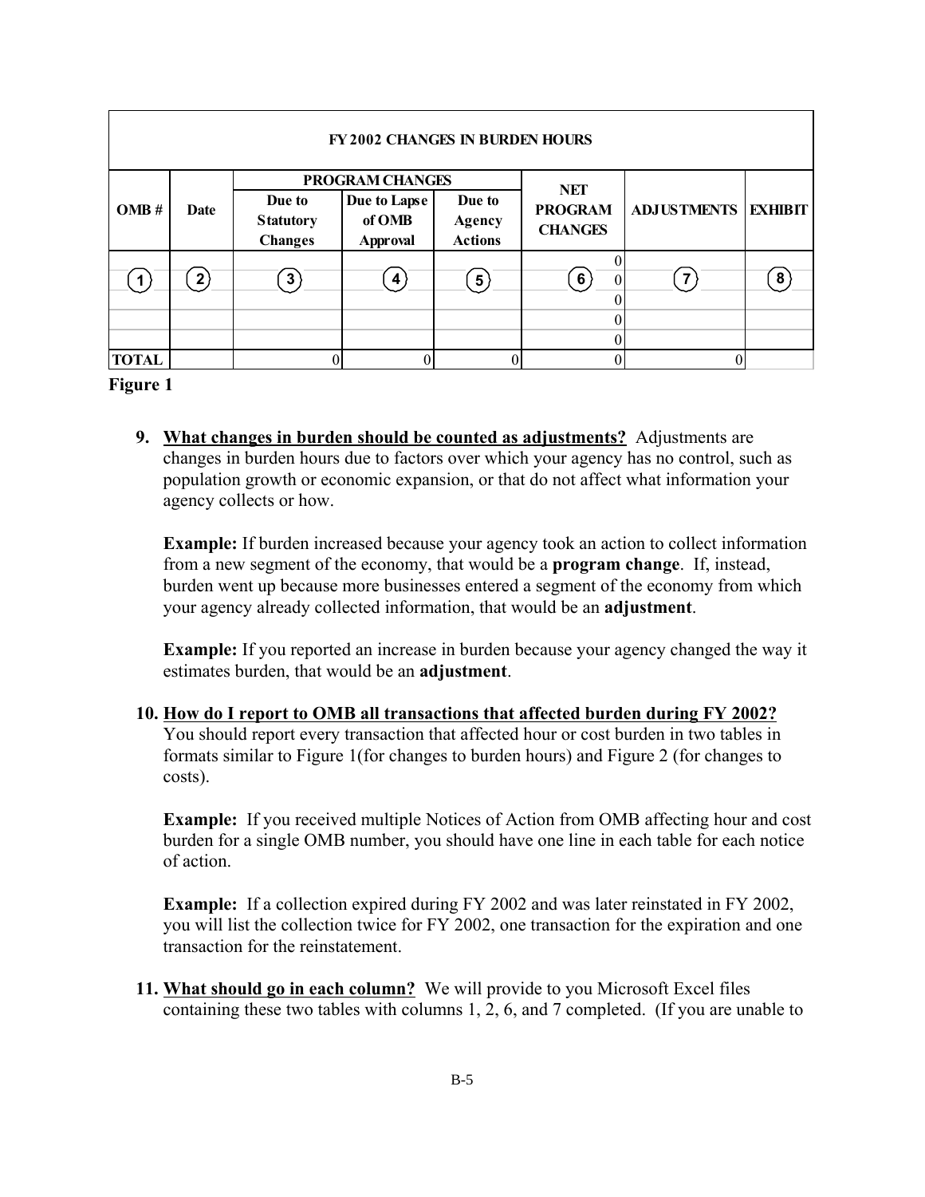| FY 2002 CHANGES IN BURDEN HOURS | | | | | | | |
|---|---|---|---|---|---|---|---|
| | | PROGRAM CHANGES | | | | | |
| OMB # | Date | Due to Statutory Changes | Due to Lapse of OMB Approval | Due to Agency Actions | NET PROGRAM CHANGES | ADJUSTMENTS | EXHIBIT |
| | | | | | 0 | | |
| 1 | 2 | 3 | 4 | 5 | 6 0 | 7 | 8 |
| | | | | | 0 | | |
| | | | | | 0 | | |
| | | | | | 0 | | |
| TOTAL | | 0 | 0 | 0 | 0 | 0 | |

**Figure 1**

9. **What changes in burden should be counted as adjustments?** Adjustments are changes in burden hours due to factors over which your agency has no control, such as population growth or economic expansion, or that do not affect what information your agency collects or how.

   **Example:** If burden increased because your agency took an action to collect information from a new segment of the economy, that would be a **program change**. If, instead, burden went up because more businesses entered a segment of the economy from which your agency already collected information, that would be an **adjustment**.

   **Example:** If you reported an increase in burden because your agency changed the way it estimates burden, that would be an **adjustment**.

10. **How do I report to OMB all transactions that affected burden during FY 2002?** You should report every transaction that affected hour or cost burden in two tables in formats similar to Figure 1(for changes to burden hours) and Figure 2 (for changes to costs).

    **Example:** If you received multiple Notices of Action from OMB affecting hour and cost burden for a single OMB number, you should have one line in each table for each notice of action.

    **Example:** If a collection expired during FY 2002 and was later reinstated in FY 2002, you will list the collection twice for FY 2002, one transaction for the expiration and one transaction for the reinstatement.

11. **What should go in each column?** We will provide to you Microsoft Excel files containing these two tables with columns 1, 2, 6, and 7 completed. (If you are unable to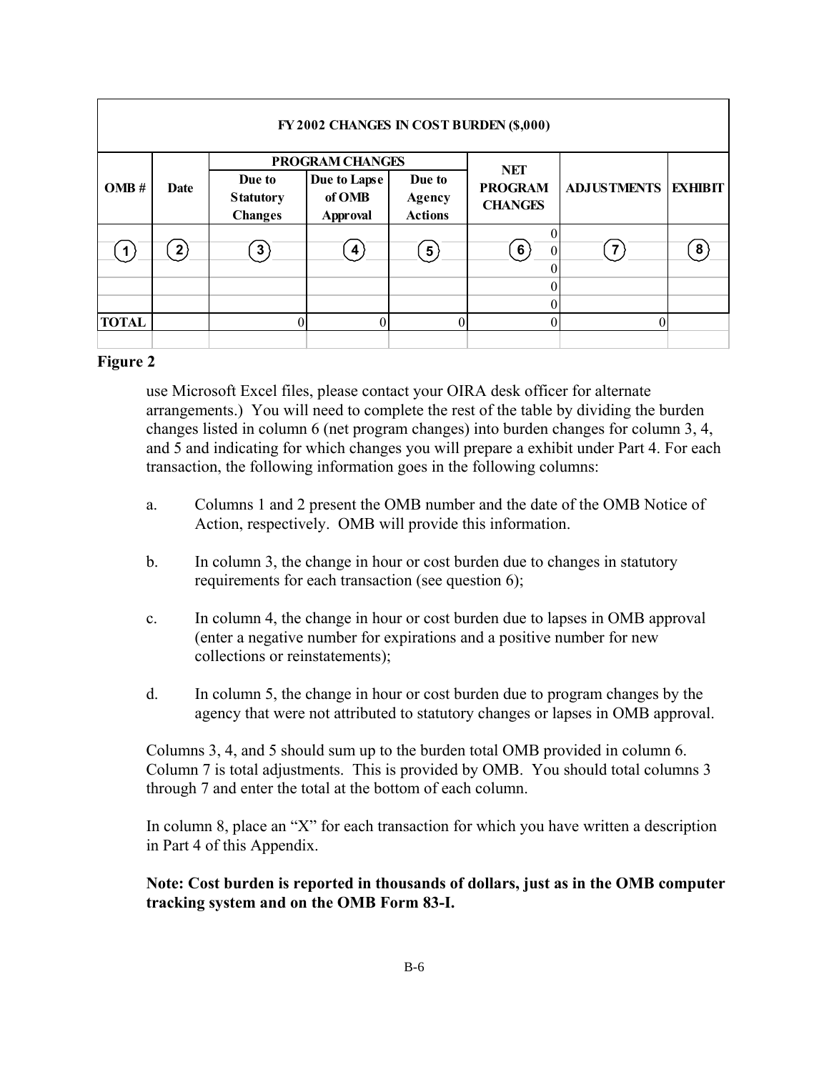| FY 2002 CHANGES IN COST BURDEN ($,000) | | | | | | | |
|---|---|---|---|---|---|---|---|
| | | PROGRAM CHANGES | | | | | |
| OMB # | Date | Due to Statutory Changes | Due to Lapse of OMB Approval | Due to Agency Actions | NET PROGRAM CHANGES | ADJUSTMENTS | EXHIBIT |
| | | | | | 0 | | |
| (1) | (2) | (3) | (4) | (5) | (6) 0 | (7) | (8) |
| | | | | | 0 | | |
| | | | | | 0 | | |
| | | | | | 0 | | |
| TOTAL | | 0 | 0 | 0 | 0 | 0 | |

**Figure 2**

use Microsoft Excel files, please contact your OIRA desk officer for alternate arrangements.) You will need to complete the rest of the table by dividing the burden changes listed in column 6 (net program changes) into burden changes for column 3, 4, and 5 and indicating for which changes you will prepare a exhibit under Part 4. For each transaction, the following information goes in the following columns:

a. Columns 1 and 2 present the OMB number and the date of the OMB Notice of Action, respectively. OMB will provide this information.

b. In column 3, the change in hour or cost burden due to changes in statutory requirements for each transaction (see question 6);

c. In column 4, the change in hour or cost burden due to lapses in OMB approval (enter a negative number for expirations and a positive number for new collections or reinstatements);

d. In column 5, the change in hour or cost burden due to program changes by the agency that were not attributed to statutory changes or lapses in OMB approval.

Columns 3, 4, and 5 should sum up to the burden total OMB provided in column 6. Column 7 is total adjustments. This is provided by OMB. You should total columns 3 through 7 and enter the total at the bottom of each column.

In column 8, place an "X" for each transaction for which you have written a description in Part 4 of this Appendix.

**Note: Cost burden is reported in thousands of dollars, just as in the OMB computer tracking system and on the OMB Form 83-I.**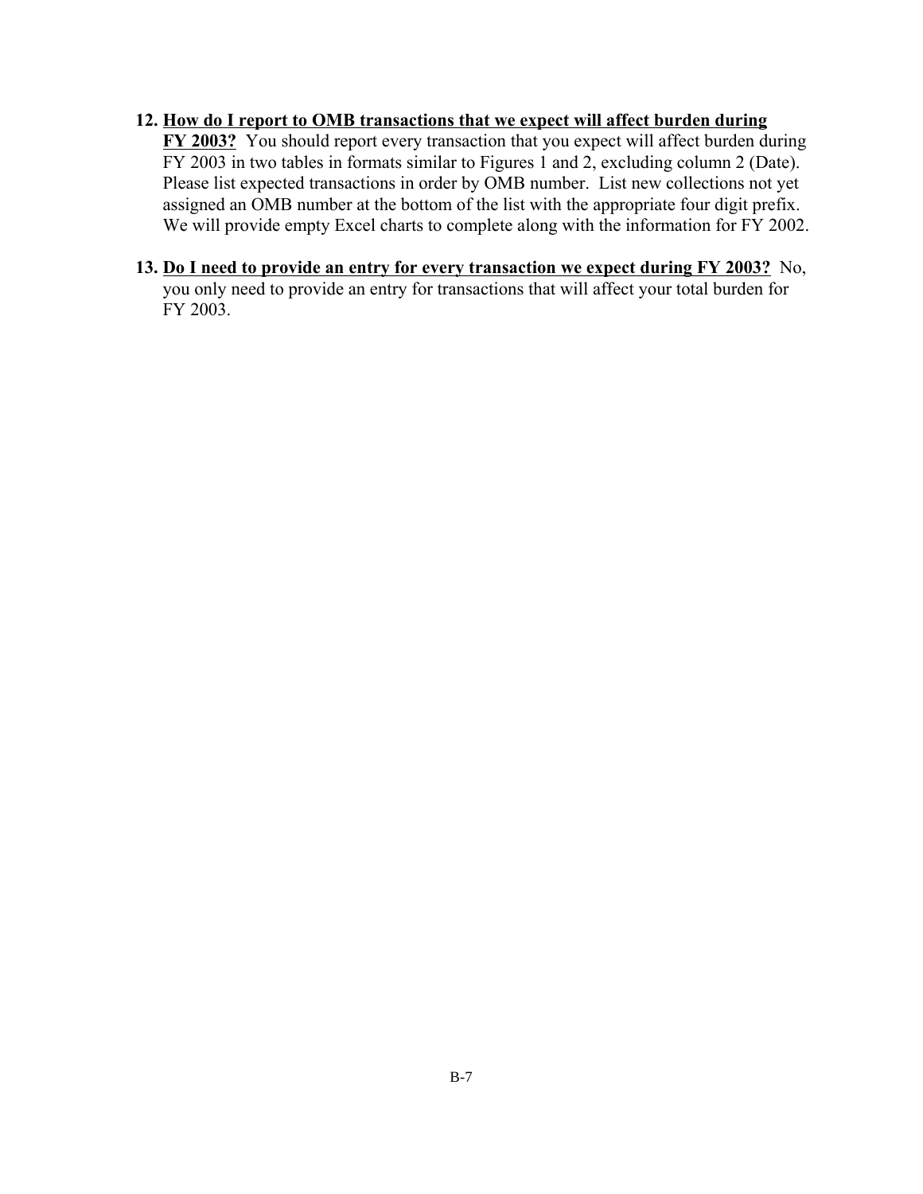12. **How do I report to OMB transactions that we expect will affect burden during FY 2003?** You should report every transaction that you expect will affect burden during FY 2003 in two tables in formats similar to Figures 1 and 2, excluding column 2 (Date). Please list expected transactions in order by OMB number. List new collections not yet assigned an OMB number at the bottom of the list with the appropriate four digit prefix. We will provide empty Excel charts to complete along with the information for FY 2002.

13. **Do I need to provide an entry for every transaction we expect during FY 2003?** No, you only need to provide an entry for transactions that will affect your total burden for FY 2003.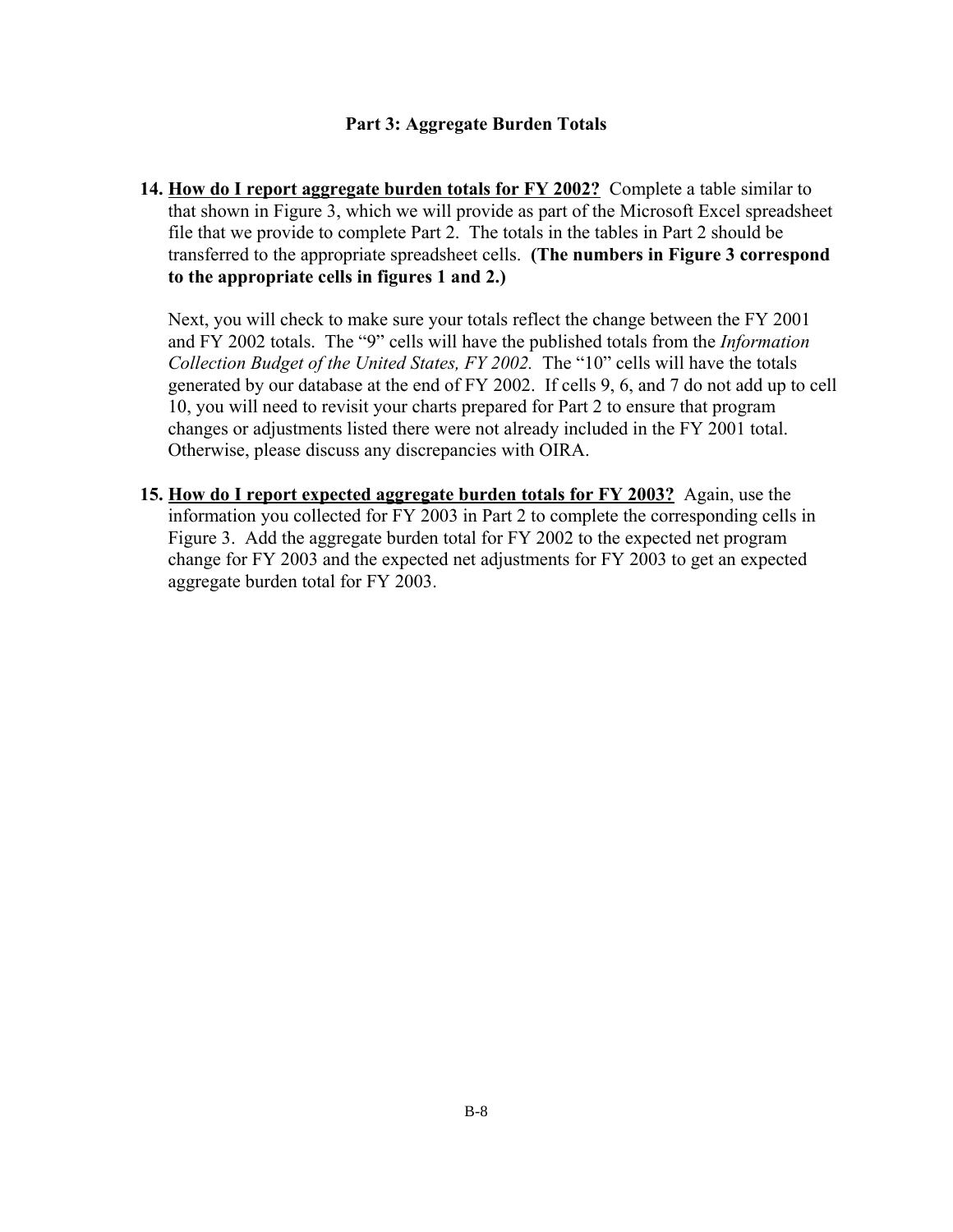## Part 3: Aggregate Burden Totals

14. **How do I report aggregate burden totals for FY 2002?** Complete a table similar to that shown in Figure 3, which we will provide as part of the Microsoft Excel spreadsheet file that we provide to complete Part 2. The totals in the tables in Part 2 should be transferred to the appropriate spreadsheet cells. **(The numbers in Figure 3 correspond to the appropriate cells in figures 1 and 2.)**

    Next, you will check to make sure your totals reflect the change between the FY 2001 and FY 2002 totals. The "9" cells will have the published totals from the *Information Collection Budget of the United States, FY 2002.* The "10" cells will have the totals generated by our database at the end of FY 2002. If cells 9, 6, and 7 do not add up to cell 10, you will need to revisit your charts prepared for Part 2 to ensure that program changes or adjustments listed there were not already included in the FY 2001 total. Otherwise, please discuss any discrepancies with OIRA.

15. **How do I report expected aggregate burden totals for FY 2003?** Again, use the information you collected for FY 2003 in Part 2 to complete the corresponding cells in Figure 3. Add the aggregate burden total for FY 2002 to the expected net program change for FY 2003 and the expected net adjustments for FY 2003 to get an expected aggregate burden total for FY 2003.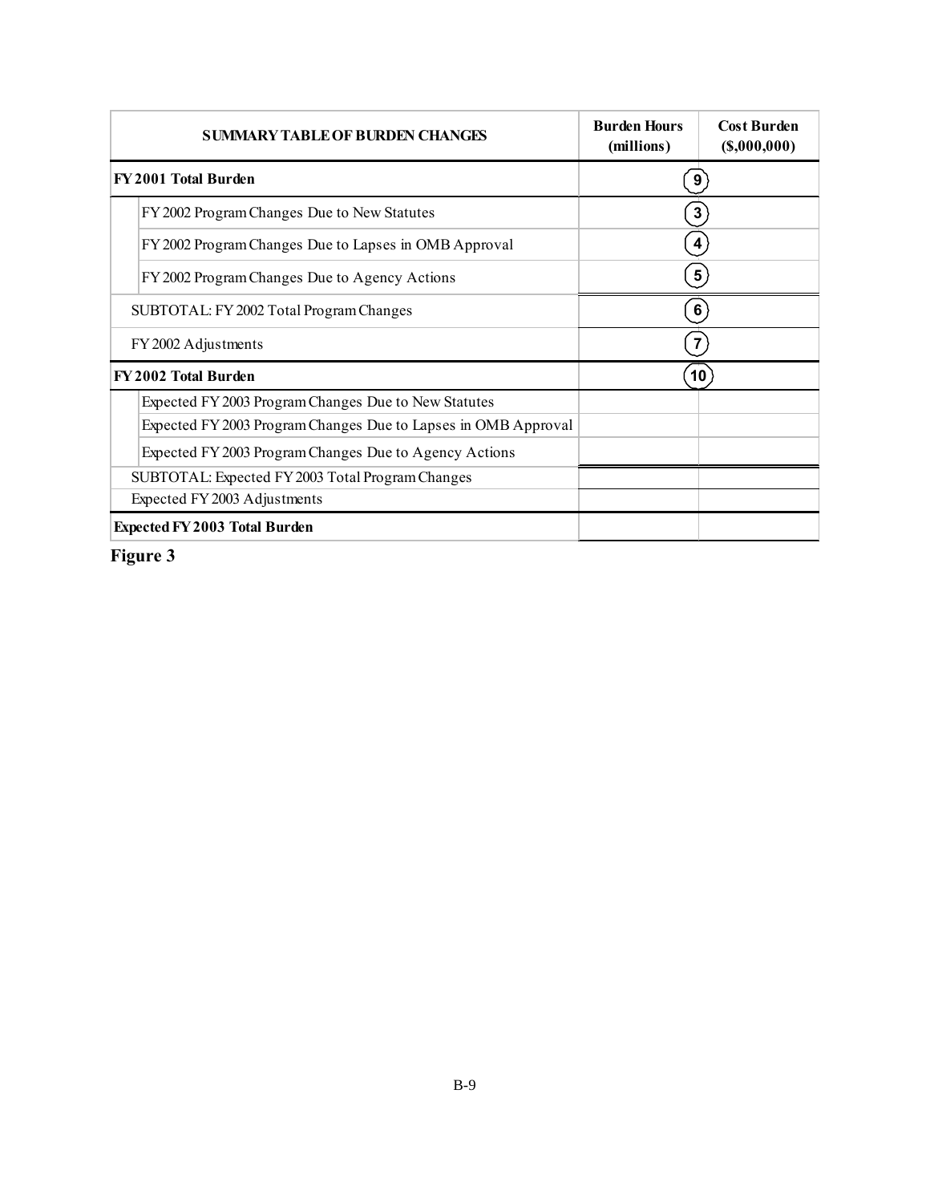| SUMMARY TABLE OF BURDEN CHANGES | Burden Hours (millions) | Cost Burden ($,000,000) |
|---|---|---|
| **FY 2001 Total Burden** | 9 | |
| FY 2002 Program Changes Due to New Statutes | 3 | |
| FY 2002 Program Changes Due to Lapses in OMB Approval | 4 | |
| FY 2002 Program Changes Due to Agency Actions | 5 | |
| SUBTOTAL: FY 2002 Total Program Changes | 6 | |
| FY 2002 Adjustments | 7 | |
| **FY 2002 Total Burden** | 10 | |
| Expected FY 2003 Program Changes Due to New Statutes | | |
| Expected FY 2003 Program Changes Due to Lapses in OMB Approval | | |
| Expected FY 2003 Program Changes Due to Agency Actions | | |
| SUBTOTAL: Expected FY 2003 Total Program Changes | | |
| Expected FY 2003 Adjustments | | |
| **Expected FY 2003 Total Burden** | | |

**Figure 3**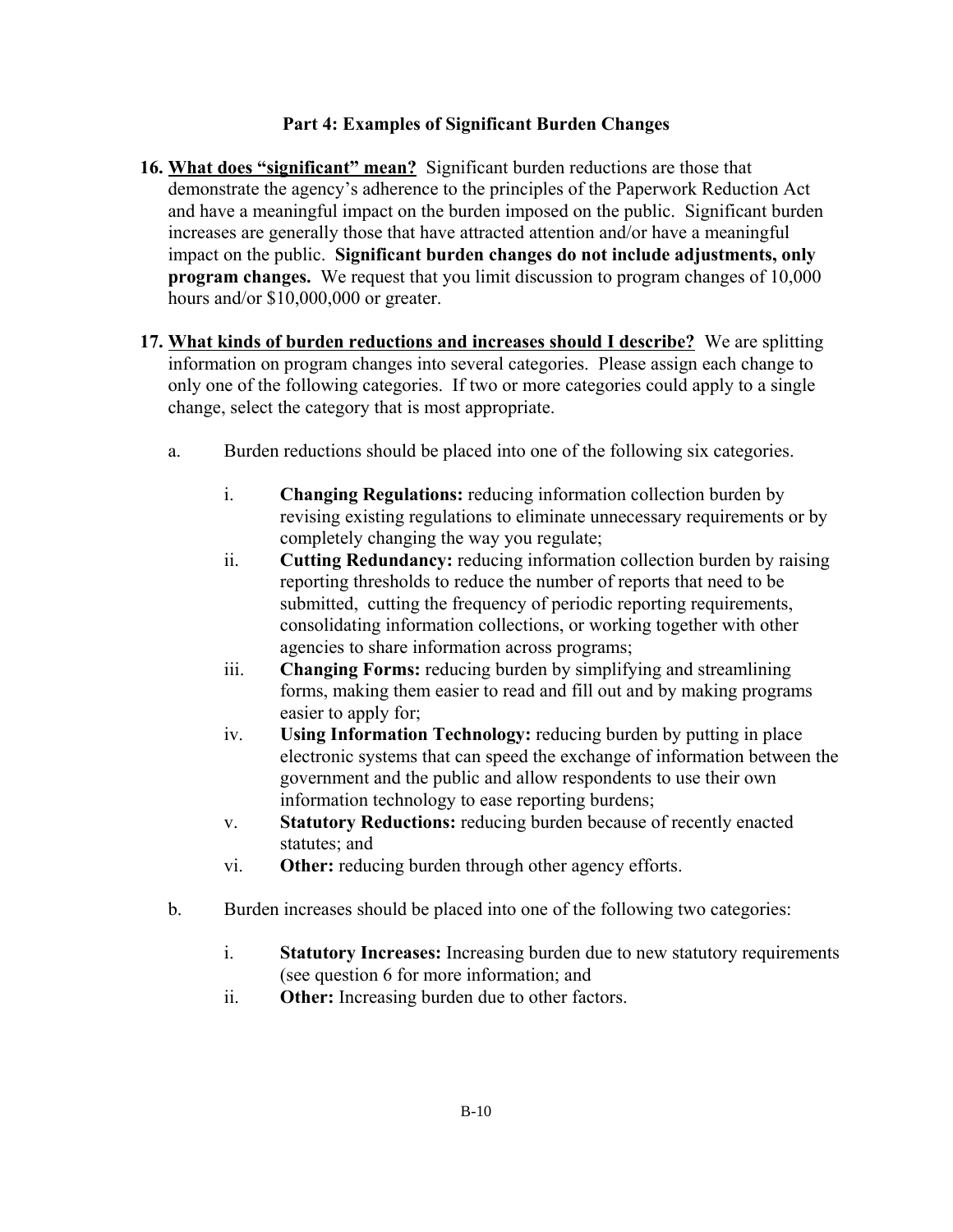## Part 4: Examples of Significant Burden Changes

**16. <u>What does "significant" mean?</u>** Significant burden reductions are those that demonstrate the agency's adherence to the principles of the Paperwork Reduction Act and have a meaningful impact on the burden imposed on the public. Significant burden increases are generally those that have attracted attention and/or have a meaningful impact on the public. **Significant burden changes do not include adjustments, only program changes.** We request that you limit discussion to program changes of 10,000 hours and/or $10,000,000 or greater.

**17. <u>What kinds of burden reductions and increases should I describe?</u>** We are splitting information on program changes into several categories. Please assign each change to only one of the following categories. If two or more categories could apply to a single change, select the category that is most appropriate.

a. Burden reductions should be placed into one of the following six categories.

   i. **Changing Regulations:** reducing information collection burden by revising existing regulations to eliminate unnecessary requirements or by completely changing the way you regulate;

   ii. **Cutting Redundancy:** reducing information collection burden by raising reporting thresholds to reduce the number of reports that need to be submitted, cutting the frequency of periodic reporting requirements, consolidating information collections, or working together with other agencies to share information across programs;

   iii. **Changing Forms:** reducing burden by simplifying and streamlining forms, making them easier to read and fill out and by making programs easier to apply for;

   iv. **Using Information Technology:** reducing burden by putting in place electronic systems that can speed the exchange of information between the government and the public and allow respondents to use their own information technology to ease reporting burdens;

   v. **Statutory Reductions:** reducing burden because of recently enacted statutes; and

   vi. **Other:** reducing burden through other agency efforts.

b. Burden increases should be placed into one of the following two categories:

   i. **Statutory Increases:** Increasing burden due to new statutory requirements (see question 6 for more information; and

   ii. **Other:** Increasing burden due to other factors.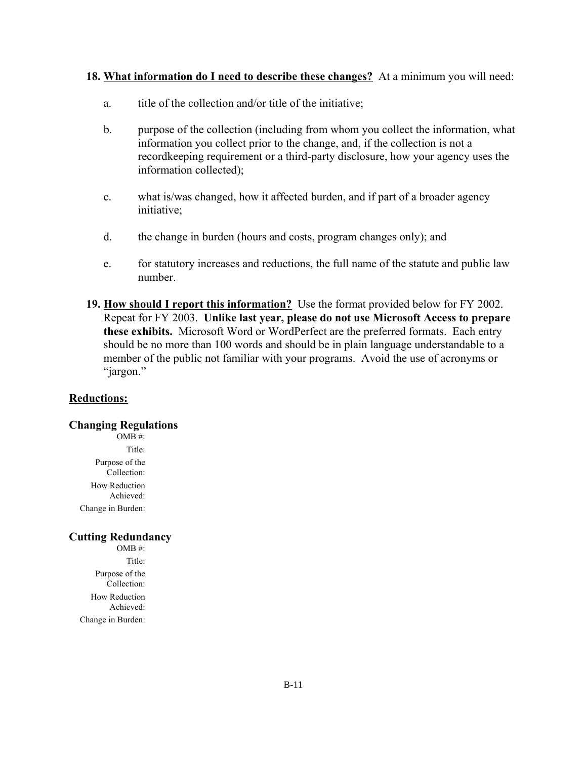**18. What information do I need to describe these changes?** At a minimum you will need:

a. title of the collection and/or title of the initiative;

b. purpose of the collection (including from whom you collect the information, what information you collect prior to the change, and, if the collection is not a recordkeeping requirement or a third-party disclosure, how your agency uses the information collected);

c. what is/was changed, how it affected burden, and if part of a broader agency initiative;

d. the change in burden (hours and costs, program changes only); and

e. for statutory increases and reductions, the full name of the statute and public law number.

**19. How should I report this information?** Use the format provided below for FY 2002. Repeat for FY 2003. **Unlike last year, please do not use Microsoft Access to prepare these exhibits.** Microsoft Word or WordPerfect are the preferred formats. Each entry should be no more than 100 words and should be in plain language understandable to a member of the public not familiar with your programs. Avoid the use of acronyms or "jargon."

**Reductions:**

**Changing Regulations**

OMB #:
Title:
Purpose of the Collection:
How Reduction Achieved:
Change in Burden:

**Cutting Redundancy**

OMB #:
Title:
Purpose of the Collection:
How Reduction Achieved:
Change in Burden: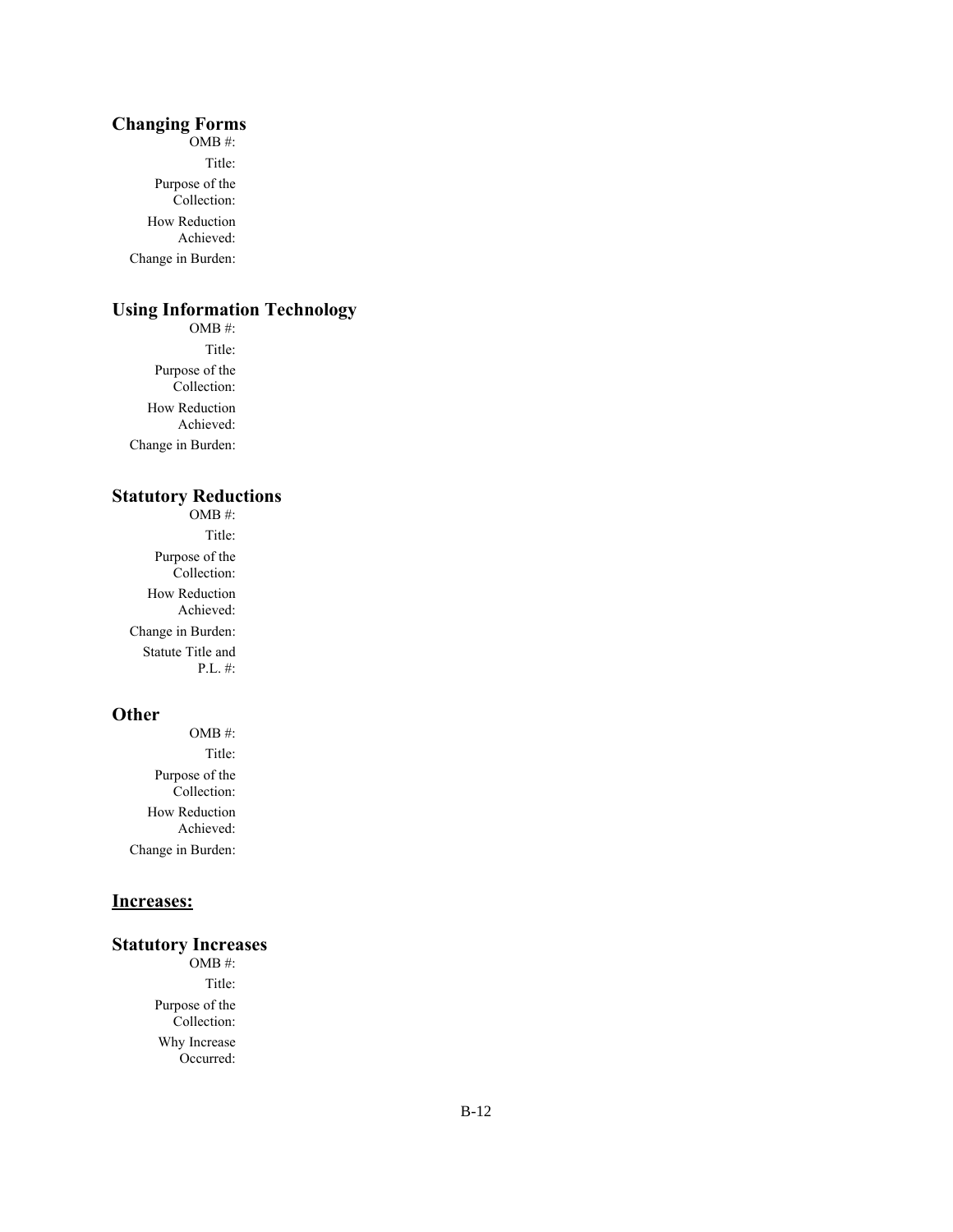### Changing Forms

OMB #:

Title:

Purpose of the Collection:

How Reduction Achieved:

Change in Burden:

### Using Information Technology

OMB #:

Title:

Purpose of the Collection:

How Reduction Achieved:

Change in Burden:

### Statutory Reductions

OMB #:

Title:

Purpose of the Collection:

How Reduction Achieved:

Change in Burden:

Statute Title and P.L. #:

### Other

OMB #:

Title:

Purpose of the Collection:

How Reduction Achieved:

Change in Burden:

## Increases:

### Statutory Increases

OMB #:

Title:

Purpose of the Collection:

Why Increase Occurred: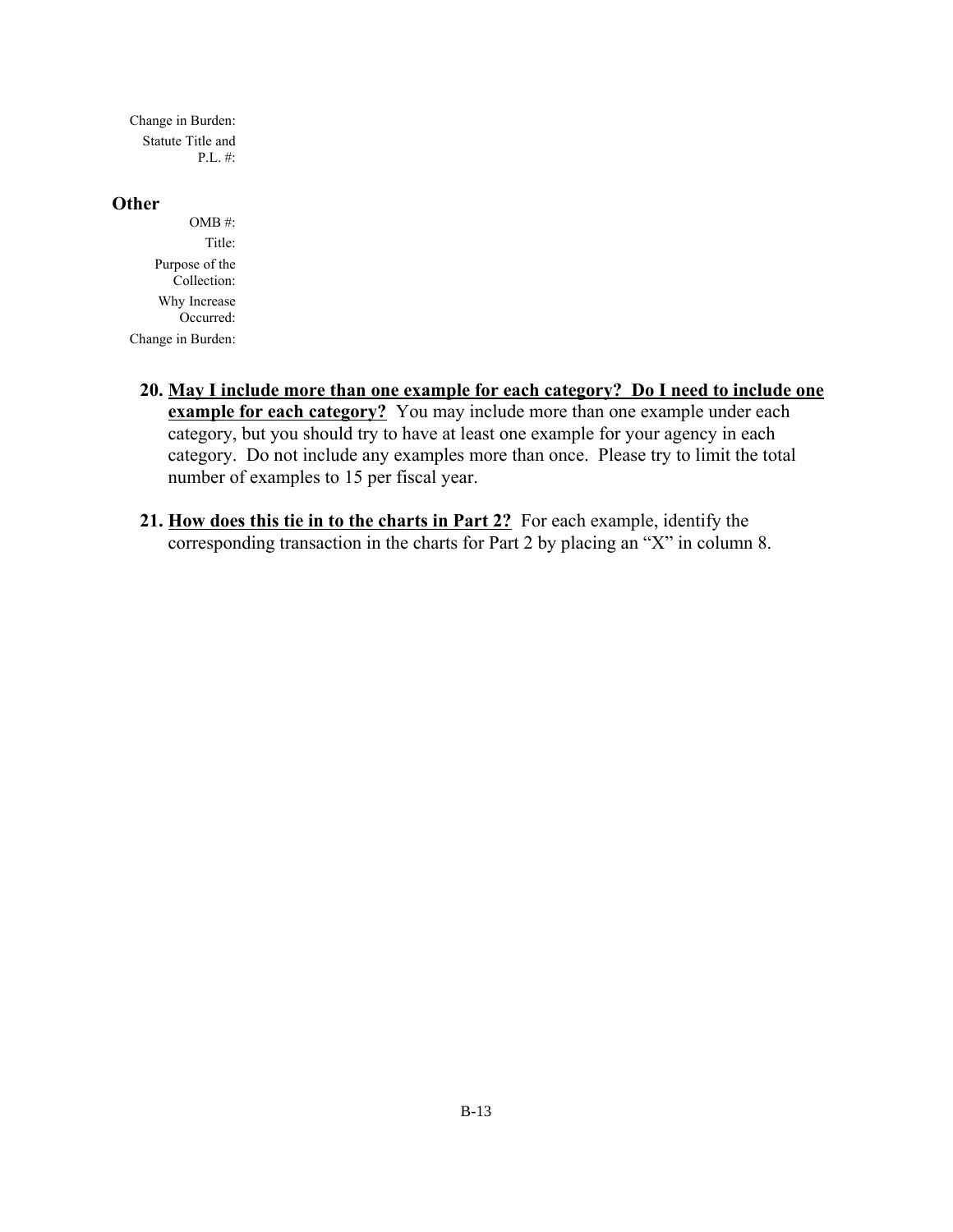Change in Burden:

Statute Title and P.L. #:

**Other**

OMB #:

Title:

Purpose of the Collection:

Why Increase Occurred:

Change in Burden:

20. **<u>May I include more than one example for each category? Do I need to include one example for each category?</u>** You may include more than one example under each category, but you should try to have at least one example for your agency in each category. Do not include any examples more than once. Please try to limit the total number of examples to 15 per fiscal year.

21. **<u>How does this tie in to the charts in Part 2?</u>** For each example, identify the corresponding transaction in the charts for Part 2 by placing an "X" in column 8.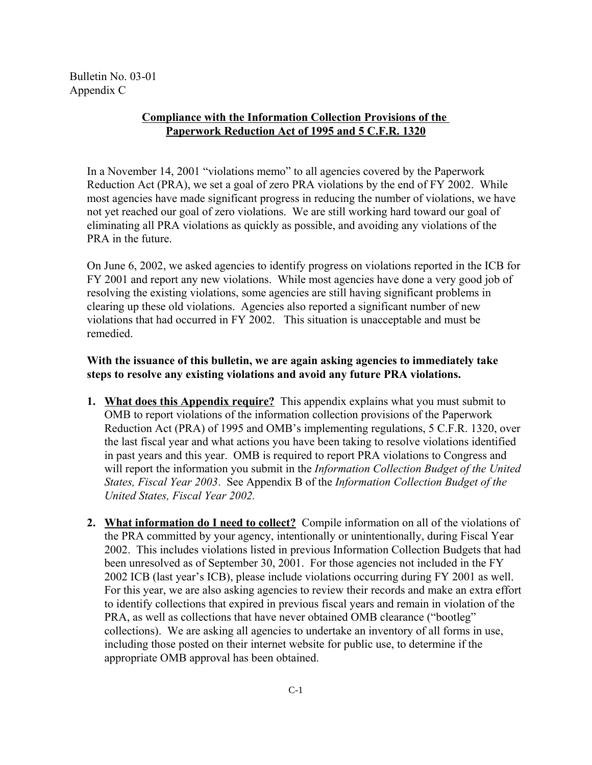Bulletin No. 03-01
Appendix C

## Compliance with the Information Collection Provisions of the Paperwork Reduction Act of 1995 and 5 C.F.R. 1320

In a November 14, 2001 "violations memo" to all agencies covered by the Paperwork Reduction Act (PRA), we set a goal of zero PRA violations by the end of FY 2002. While most agencies have made significant progress in reducing the number of violations, we have not yet reached our goal of zero violations. We are still working hard toward our goal of eliminating all PRA violations as quickly as possible, and avoiding any violations of the PRA in the future.

On June 6, 2002, we asked agencies to identify progress on violations reported in the ICB for FY 2001 and report any new violations. While most agencies have done a very good job of resolving the existing violations, some agencies are still having significant problems in clearing up these old violations. Agencies also reported a significant number of new violations that had occurred in FY 2002. This situation is unacceptable and must be remedied.

**With the issuance of this bulletin, we are again asking agencies to immediately take steps to resolve any existing violations and avoid any future PRA violations.**

1. **What does this Appendix require?** This appendix explains what you must submit to OMB to report violations of the information collection provisions of the Paperwork Reduction Act (PRA) of 1995 and OMB's implementing regulations, 5 C.F.R. 1320, over the last fiscal year and what actions you have been taking to resolve violations identified in past years and this year. OMB is required to report PRA violations to Congress and will report the information you submit in the *Information Collection Budget of the United States, Fiscal Year 2003*. See Appendix B of the *Information Collection Budget of the United States, Fiscal Year 2002.*

2. **What information do I need to collect?** Compile information on all of the violations of the PRA committed by your agency, intentionally or unintentionally, during Fiscal Year 2002. This includes violations listed in previous Information Collection Budgets that had been unresolved as of September 30, 2001. For those agencies not included in the FY 2002 ICB (last year's ICB), please include violations occurring during FY 2001 as well. For this year, we are also asking agencies to review their records and make an extra effort to identify collections that expired in previous fiscal years and remain in violation of the PRA, as well as collections that have never obtained OMB clearance ("bootleg" collections). We are asking all agencies to undertake an inventory of all forms in use, including those posted on their internet website for public use, to determine if the appropriate OMB approval has been obtained.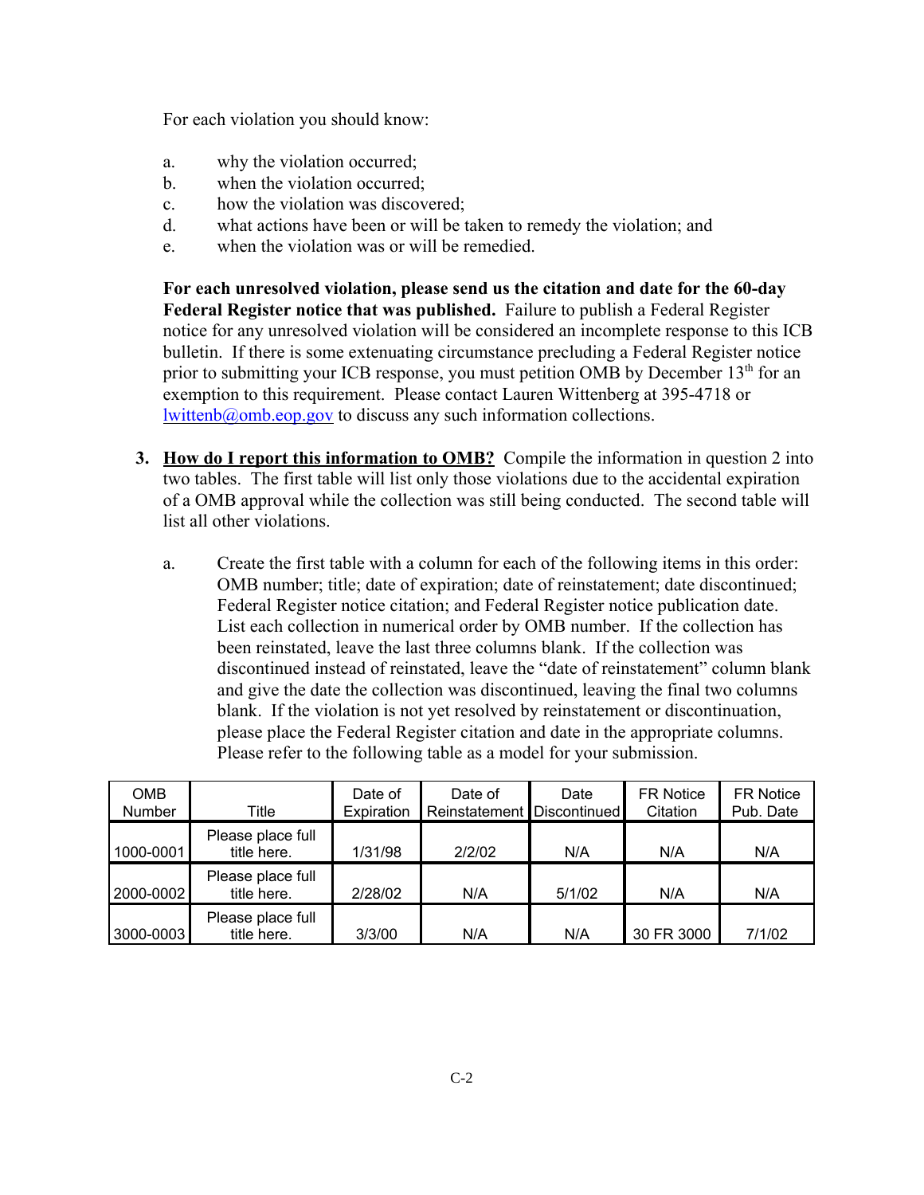For each violation you should know:

a. why the violation occurred;
b. when the violation occurred;
c. how the violation was discovered;
d. what actions have been or will be taken to remedy the violation; and
e. when the violation was or will be remedied.

**For each unresolved violation, please send us the citation and date for the 60-day Federal Register notice that was published.** Failure to publish a Federal Register notice for any unresolved violation will be considered an incomplete response to this ICB bulletin. If there is some extenuating circumstance precluding a Federal Register notice prior to submitting your ICB response, you must petition OMB by December 13th for an exemption to this requirement. Please contact Lauren Wittenberg at 395-4718 or lwittenb@omb.eop.gov to discuss any such information collections.

3. **<u>How do I report this information to OMB?</u>** Compile the information in question 2 into two tables. The first table will list only those violations due to the accidental expiration of a OMB approval while the collection was still being conducted. The second table will list all other violations.

   a. Create the first table with a column for each of the following items in this order: OMB number; title; date of expiration; date of reinstatement; date discontinued; Federal Register notice citation; and Federal Register notice publication date. List each collection in numerical order by OMB number. If the collection has been reinstated, leave the last three columns blank. If the collection was discontinued instead of reinstated, leave the "date of reinstatement" column blank and give the date the collection was discontinued, leaving the final two columns blank. If the violation is not yet resolved by reinstatement or discontinuation, please place the Federal Register citation and date in the appropriate columns. Please refer to the following table as a model for your submission.

| OMB Number | Title | Date of Expiration | Date of Reinstatement | Date Discontinued | FR Notice Citation | FR Notice Pub. Date |
|---|---|---|---|---|---|---|
| 1000-0001 | Please place full title here. | 1/31/98 | 2/2/02 | N/A | N/A | N/A |
| 2000-0002 | Please place full title here. | 2/28/02 | N/A | 5/1/02 | N/A | N/A |
| 3000-0003 | Please place full title here. | 3/3/00 | N/A | N/A | 30 FR 3000 | 7/1/02 |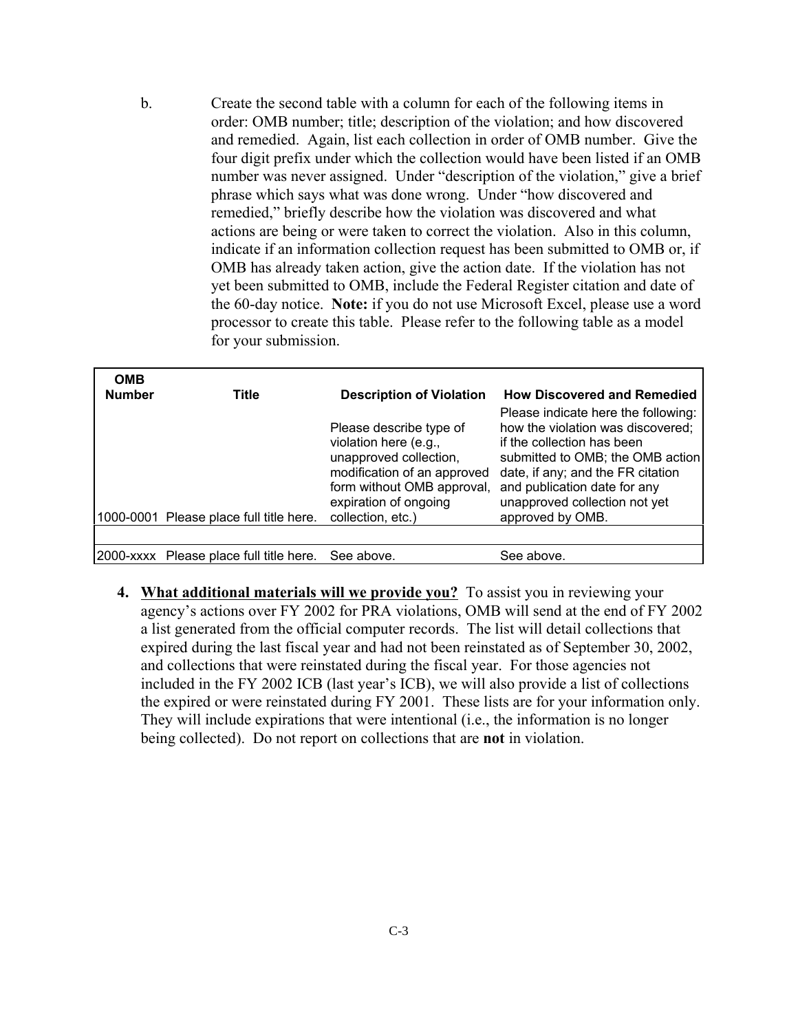b. Create the second table with a column for each of the following items in order: OMB number; title; description of the violation; and how discovered and remedied. Again, list each collection in order of OMB number. Give the four digit prefix under which the collection would have been listed if an OMB number was never assigned. Under "description of the violation," give a brief phrase which says what was done wrong. Under "how discovered and remedied," briefly describe how the violation was discovered and what actions are being or were taken to correct the violation. Also in this column, indicate if an information collection request has been submitted to OMB or, if OMB has already taken action, give the action date. If the violation has not yet been submitted to OMB, include the Federal Register citation and date of the 60-day notice. **Note:** if you do not use Microsoft Excel, please use a word processor to create this table. Please refer to the following table as a model for your submission.

| OMB Number | Title | Description of Violation | How Discovered and Remedied |
|---|---|---|---|
| 1000-0001 | Please place full title here. | Please describe type of violation here (e.g., unapproved collection, modification of an approved form without OMB approval, expiration of ongoing collection, etc.) | Please indicate here the following: how the violation was discovered; if the collection has been submitted to OMB; the OMB action date, if any; and the FR citation and publication date for any unapproved collection not yet approved by OMB. |
| | | | |
| 2000-xxxx | Please place full title here. | See above. | See above. |

4. **<u>What additional materials will we provide you?</u>** To assist you in reviewing your agency's actions over FY 2002 for PRA violations, OMB will send at the end of FY 2002 a list generated from the official computer records. The list will detail collections that expired during the last fiscal year and had not been reinstated as of September 30, 2002, and collections that were reinstated during the fiscal year. For those agencies not included in the FY 2002 ICB (last year's ICB), we will also provide a list of collections the expired or were reinstated during FY 2001. These lists are for your information only. They will include expirations that were intentional (i.e., the information is no longer being collected). Do not report on collections that are **not** in violation.